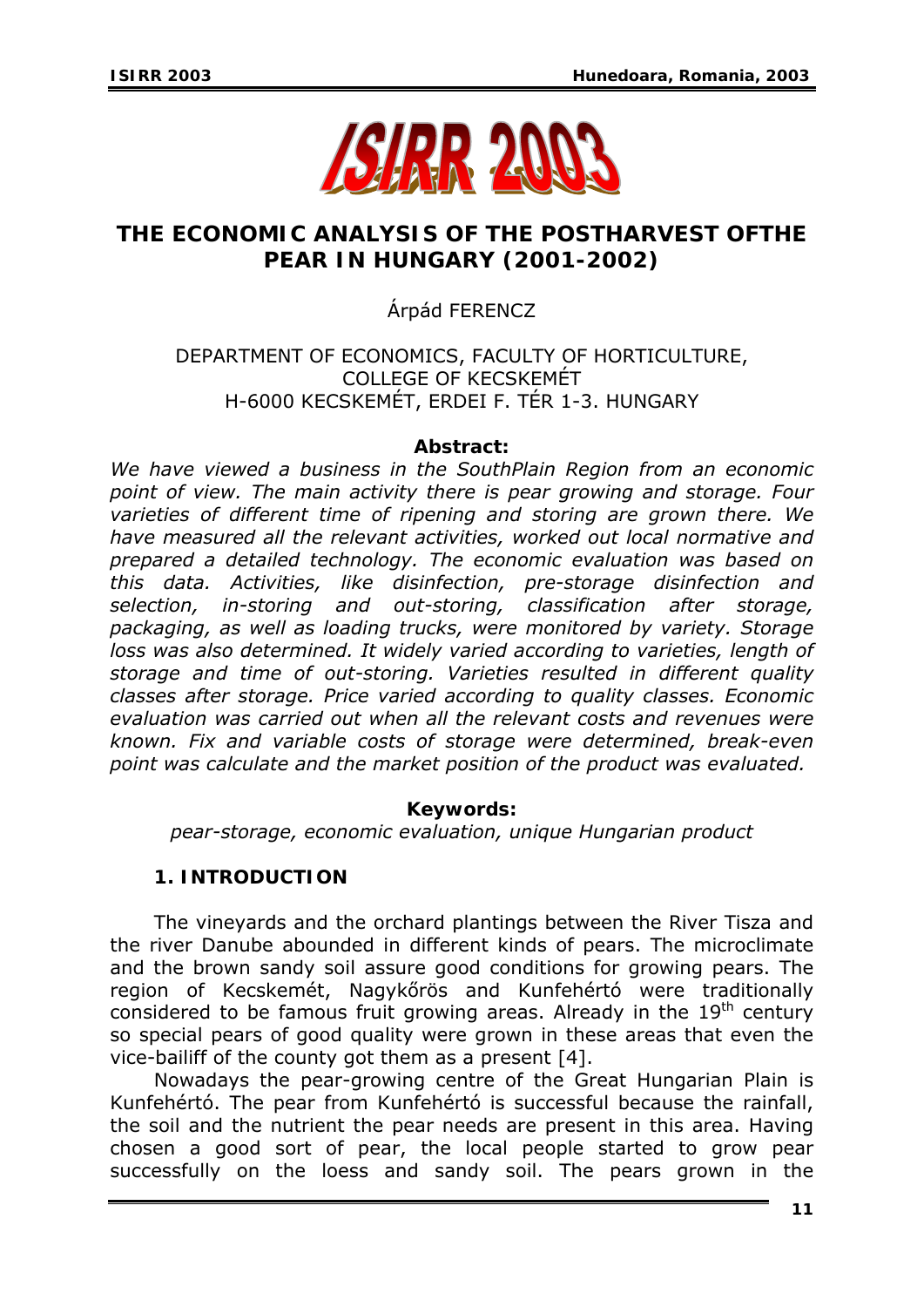# THE ECONOMIC ANALYSIS OF THE POSTHARVEST OFTHE PEAR IN HUNGARY (2001-2002)

Árpád FERENCZ

DEPARTMENT OF ECONOMICS, FACULTY OF HORTICULTURE, COLLEGE OF KECSKEMÉT
H-6000 KECSKEMÉT, ERDEI F. TÉR 1-3. HUNGARY

**Abstract:**

*We have viewed a business in the SouthPlain Region from an economic point of view. The main activity there is pear growing and storage. Four varieties of different time of ripening and storing are grown there. We have measured all the relevant activities, worked out local normative and prepared a detailed technology. The economic evaluation was based on this data. Activities, like disinfection, pre-storage disinfection and selection, in-storing and out-storing, classification after storage, packaging, as well as loading trucks, were monitored by variety. Storage loss was also determined. It widely varied according to varieties, length of storage and time of out-storing. Varieties resulted in different quality classes after storage. Price varied according to quality classes. Economic evaluation was carried out when all the relevant costs and revenues were known. Fix and variable costs of storage were determined, break-even point was calculate and the market position of the product was evaluated.*

**Keywords:**

*pear-storage, economic evaluation, unique Hungarian product*

## 1. INTRODUCTION

The vineyards and the orchard plantings between the River Tisza and the river Danube abounded in different kinds of pears. The microclimate and the brown sandy soil assure good conditions for growing pears. The region of Kecskemét, Nagykőrös and Kunfehértó were traditionally considered to be famous fruit growing areas. Already in the $19^{th}$ century so special pears of good quality were grown in these areas that even the vice-bailiff of the county got them as a present [4].

Nowadays the pear-growing centre of the Great Hungarian Plain is Kunfehértó. The pear from Kunfehértó is successful because the rainfall, the soil and the nutrient the pear needs are present in this area. Having chosen a good sort of pear, the local people started to grow pear successfully on the loess and sandy soil. The pears grown in the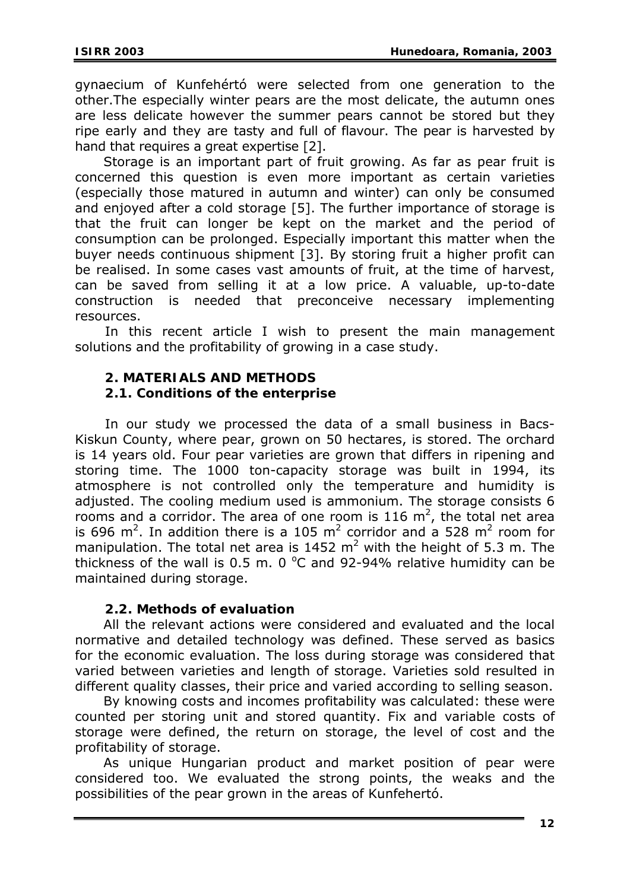gynaecium of Kunfehértó were selected from one generation to the other.The especially winter pears are the most delicate, the autumn ones are less delicate however the summer pears cannot be stored but they ripe early and they are tasty and full of flavour. The pear is harvested by hand that requires a great expertise [2].

Storage is an important part of fruit growing. As far as pear fruit is concerned this question is even more important as certain varieties (especially those matured in autumn and winter) can only be consumed and enjoyed after a cold storage [5]. The further importance of storage is that the fruit can longer be kept on the market and the period of consumption can be prolonged. Especially important this matter when the buyer needs continuous shipment [3]. By storing fruit a higher profit can be realised. In some cases vast amounts of fruit, at the time of harvest, can be saved from selling it at a low price. A valuable, up-to-date construction is needed that preconceive necessary implementing resources.

In this recent article I wish to present the main management solutions and the profitability of growing in a case study.

## 2. MATERIALS AND METHODS

### 2.1. Conditions of the enterprise

In our study we processed the data of a small business in Bacs-Kiskun County, where pear, grown on 50 hectares, is stored. The orchard is 14 years old. Four pear varieties are grown that differs in ripening and storing time. The 1000 ton-capacity storage was built in 1994, its atmosphere is not controlled only the temperature and humidity is adjusted. The cooling medium used is ammonium. The storage consists 6 rooms and a corridor. The area of one room is 116 $m^2$, the total net area is 696 $m^2$. In addition there is a 105 $m^2$ corridor and a 528 $m^2$ room for manipulation. The total net area is 1452 $m^2$ with the height of 5.3 m. The thickness of the wall is 0.5 m. 0 $^oC$ and 92-94% relative humidity can be maintained during storage.

### 2.2. Methods of evaluation

All the relevant actions were considered and evaluated and the local normative and detailed technology was defined. These served as basics for the economic evaluation. The loss during storage was considered that varied between varieties and length of storage. Varieties sold resulted in different quality classes, their price and varied according to selling season.

By knowing costs and incomes profitability was calculated: these were counted per storing unit and stored quantity. Fix and variable costs of storage were defined, the return on storage, the level of cost and the profitability of storage.

As unique Hungarian product and market position of pear were considered too. We evaluated the strong points, the weaks and the possibilities of the pear grown in the areas of Kunfehertó.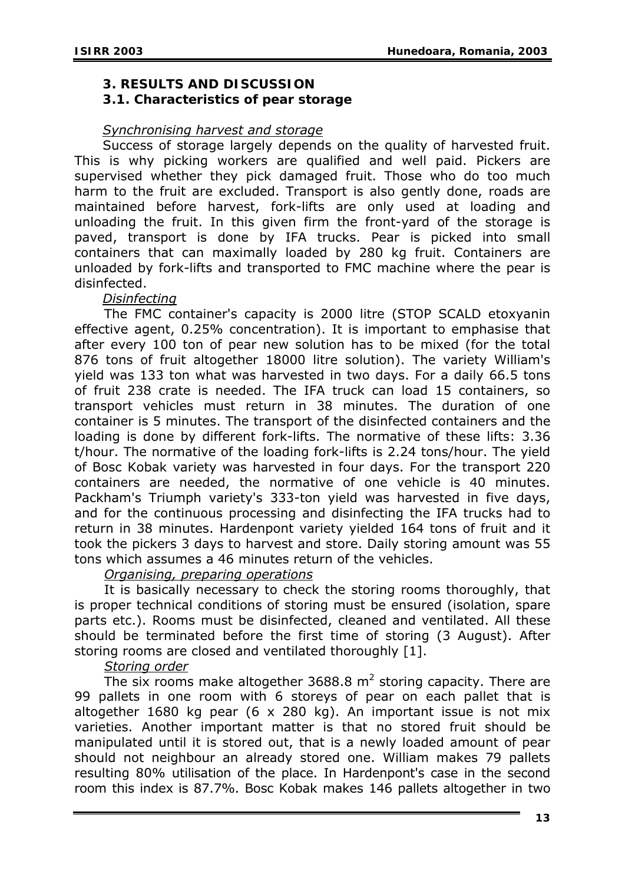## 3. RESULTS AND DISCUSSION

### 3.1. Characteristics of pear storage

*Synchronising harvest and storage*

Success of storage largely depends on the quality of harvested fruit. This is why picking workers are qualified and well paid. Pickers are supervised whether they pick damaged fruit. Those who do too much harm to the fruit are excluded. Transport is also gently done, roads are maintained before harvest, fork-lifts are only used at loading and unloading the fruit. In this given firm the front-yard of the storage is paved, transport is done by IFA trucks. Pear is picked into small containers that can maximally loaded by 280 kg fruit. Containers are unloaded by fork-lifts and transported to FMC machine where the pear is disinfected.

*Disinfecting*

The FMC container's capacity is 2000 litre (STOP SCALD etoxyanin effective agent, 0.25% concentration). It is important to emphasise that after every 100 ton of pear new solution has to be mixed (for the total 876 tons of fruit altogether 18000 litre solution). The variety William's yield was 133 ton what was harvested in two days. For a daily 66.5 tons of fruit 238 crate is needed. The IFA truck can load 15 containers, so transport vehicles must return in 38 minutes. The duration of one container is 5 minutes. The transport of the disinfected containers and the loading is done by different fork-lifts. The normative of these lifts: 3.36 t/hour. The normative of the loading fork-lifts is 2.24 tons/hour. The yield of Bosc Kobak variety was harvested in four days. For the transport 220 containers are needed, the normative of one vehicle is 40 minutes. Packham's Triumph variety's 333-ton yield was harvested in five days, and for the continuous processing and disinfecting the IFA trucks had to return in 38 minutes. Hardenpont variety yielded 164 tons of fruit and it took the pickers 3 days to harvest and store. Daily storing amount was 55 tons which assumes a 46 minutes return of the vehicles.

*Organising, preparing operations*

It is basically necessary to check the storing rooms thoroughly, that is proper technical conditions of storing must be ensured (isolation, spare parts etc.). Rooms must be disinfected, cleaned and ventilated. All these should be terminated before the first time of storing (3 August). After storing rooms are closed and ventilated thoroughly [1].

*Storing order*

The six rooms make altogether 3688.8 $m^2$ storing capacity. There are 99 pallets in one room with 6 storeys of pear on each pallet that is altogether 1680 kg pear (6 x 280 kg). An important issue is not mix varieties. Another important matter is that no stored fruit should be manipulated until it is stored out, that is a newly loaded amount of pear should not neighbour an already stored one. William makes 79 pallets resulting 80% utilisation of the place. In Hardenpont's case in the second room this index is 87.7%. Bosc Kobak makes 146 pallets altogether in two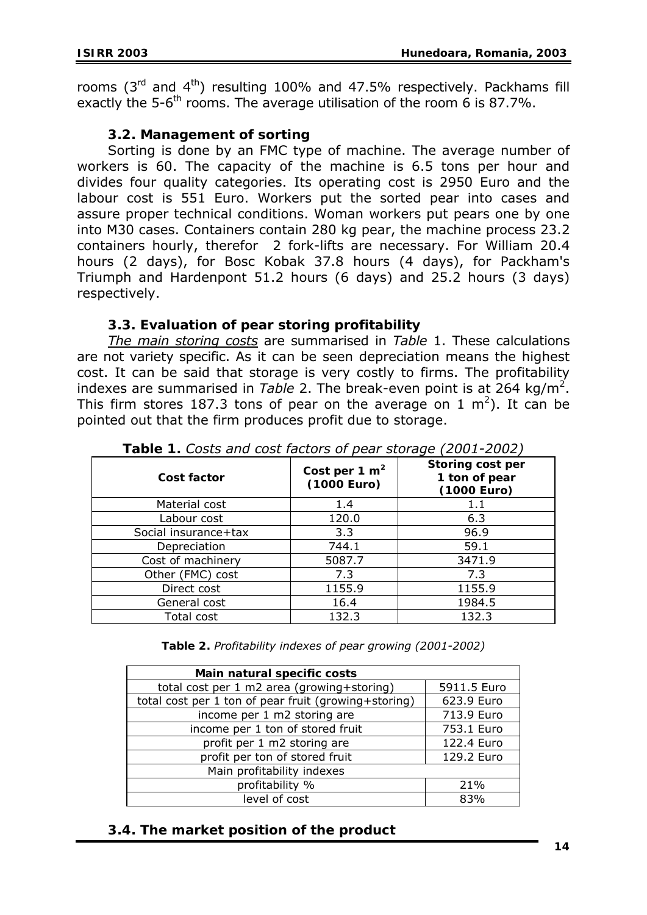rooms (3rd and 4th) resulting 100% and 47.5% respectively. Packhams fill exactly the 5-6th rooms. The average utilisation of the room 6 is 87.7%.

### 3.2. Management of sorting

Sorting is done by an FMC type of machine. The average number of workers is 60. The capacity of the machine is 6.5 tons per hour and divides four quality categories. Its operating cost is 2950 Euro and the labour cost is 551 Euro. Workers put the sorted pear into cases and assure proper technical conditions. Woman workers put pears one by one into M30 cases. Containers contain 280 kg pear, the machine process 23.2 containers hourly, therefor 2 fork-lifts are necessary. For William 20.4 hours (2 days), for Bosc Kobak 37.8 hours (4 days), for Packham's Triumph and Hardenpont 51.2 hours (6 days) and 25.2 hours (3 days) respectively.

### 3.3. Evaluation of pear storing profitability

*The main storing costs* are summarised in *Table* 1. These calculations are not variety specific. As it can be seen depreciation means the highest cost. It can be said that storage is very costly to firms. The profitability indexes are summarised in *Table* 2. The break-even point is at 264 kg/m$^2$. This firm stores 187.3 tons of pear on the average on 1 m$^2$). It can be pointed out that the firm produces profit due to storage.

**Table 1.** *Costs and cost factors of pear storage (2001-2002)*

| Cost factor | Cost per 1 m$^2$ (1000 Euro) | Storing cost per 1 ton of pear (1000 Euro) |
|---|---|---|
| Material cost | 1.4 | 1.1 |
| Labour cost | 120.0 | 6.3 |
| Social insurance+tax | 3.3 | 96.9 |
| Depreciation | 744.1 | 59.1 |
| Cost of machinery | 5087.7 | 3471.9 |
| Other (FMC) cost | 7.3 | 7.3 |
| Direct cost | 1155.9 | 1155.9 |
| General cost | 16.4 | 1984.5 |
| Total cost | 132.3 | 132.3 |

**Table 2.** *Profitability indexes of pear growing (2001-2002)*

| Main natural specific costs | |
|---|---|
| total cost per 1 m2 area (growing+storing) | 5911.5 Euro |
| total cost per 1 ton of pear fruit (growing+storing) | 623.9 Euro |
| income per 1 m2 storing are | 713.9 Euro |
| income per 1 ton of stored fruit | 753.1 Euro |
| profit per 1 m2 storing are | 122.4 Euro |
| profit per ton of stored fruit | 129.2 Euro |
| Main profitability indexes | |
| profitability % | 21% |
| level of cost | 83% |

### 3.4. The market position of the product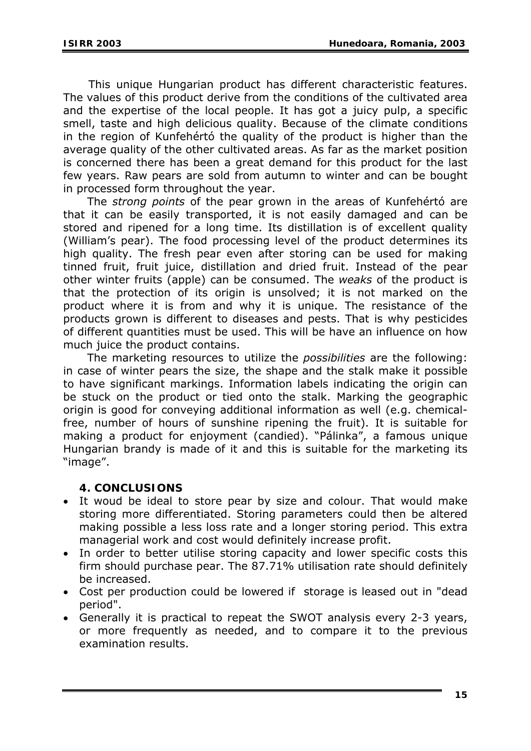This unique Hungarian product has different characteristic features. The values of this product derive from the conditions of the cultivated area and the expertise of the local people. It has got a juicy pulp, a specific smell, taste and high delicious quality. Because of the climate conditions in the region of Kunfehértó the quality of the product is higher than the average quality of the other cultivated areas. As far as the market position is concerned there has been a great demand for this product for the last few years. Raw pears are sold from autumn to winter and can be bought in processed form throughout the year.

The *strong points* of the pear grown in the areas of Kunfehértó are that it can be easily transported, it is not easily damaged and can be stored and ripened for a long time. Its distillation is of excellent quality (William's pear). The food processing level of the product determines its high quality. The fresh pear even after storing can be used for making tinned fruit, fruit juice, distillation and dried fruit. Instead of the pear other winter fruits (apple) can be consumed. The *weaks* of the product is that the protection of its origin is unsolved; it is not marked on the product where it is from and why it is unique. The resistance of the products grown is different to diseases and pests. That is why pesticides of different quantities must be used. This will be have an influence on how much juice the product contains.

The marketing resources to utilize the *possibilities* are the following: in case of winter pears the size, the shape and the stalk make it possible to have significant markings. Information labels indicating the origin can be stuck on the product or tied onto the stalk. Marking the geographic origin is good for conveying additional information as well (e.g. chemical-free, number of hours of sunshine ripening the fruit). It is suitable for making a product for enjoyment (candied). "Pálinka", a famous unique Hungarian brandy is made of it and this is suitable for the marketing its "image".

## 4. CONCLUSIONS

- It woud be ideal to store pear by size and colour. That would make storing more differentiated. Storing parameters could then be altered making possible a less loss rate and a longer storing period. This extra managerial work and cost would definitely increase profit.
- In order to better utilise storing capacity and lower specific costs this firm should purchase pear. The 87.71% utilisation rate should definitely be increased.
- Cost per production could be lowered if storage is leased out in "dead period".
- Generally it is practical to repeat the SWOT analysis every 2-3 years, or more frequently as needed, and to compare it to the previous examination results.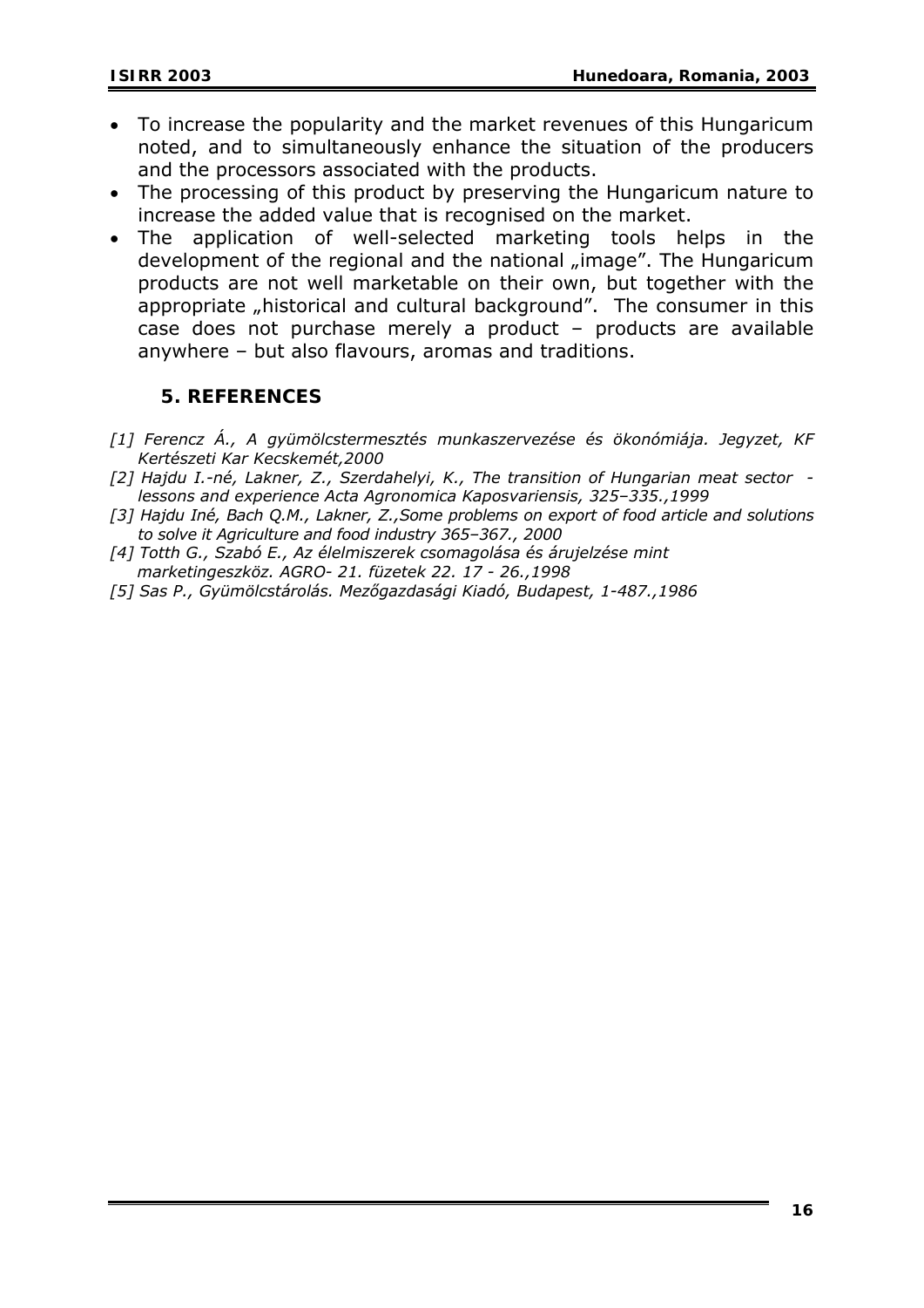- To increase the popularity and the market revenues of this Hungaricum noted, and to simultaneously enhance the situation of the producers and the processors associated with the products.
- The processing of this product by preserving the Hungaricum nature to increase the added value that is recognised on the market.
- The application of well-selected marketing tools helps in the development of the regional and the national „image". The Hungaricum products are not well marketable on their own, but together with the appropriate „historical and cultural background". The consumer in this case does not purchase merely a product – products are available anywhere – but also flavours, aromas and traditions.

## 5. REFERENCES

*[1] Ferencz Á., A gyümölcstermesztés munkaszervezése és ökonómiája. Jegyzet, KF Kertészeti Kar Kecskemét,2000*

*[2] Hajdu I.-né, Lakner, Z., Szerdahelyi, K., The transition of Hungarian meat sector - lessons and experience Acta Agronomica Kaposvariensis, 325–335.,1999*

*[3] Hajdu Iné, Bach Q.M., Lakner, Z.,Some problems on export of food article and solutions to solve it Agriculture and food industry 365–367., 2000*

*[4] Totth G., Szabó E., Az élelmiszerek csomagolása és árujelzése mint marketingeszköz. AGRO- 21. füzetek 22. 17 - 26.,1998*

*[5] Sas P., Gyümölcstárolás. Mezőgazdasági Kiadó, Budapest, 1-487.,1986*